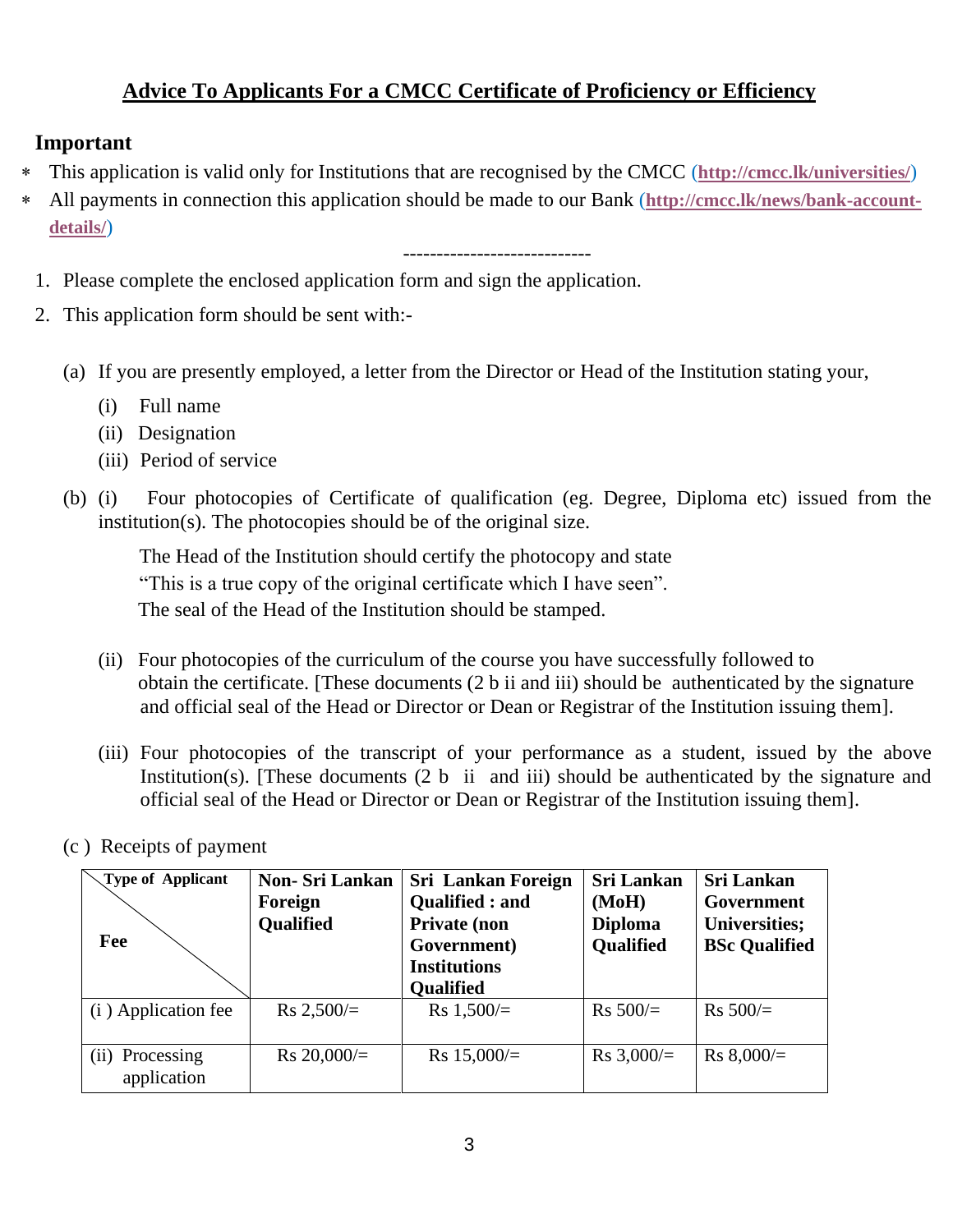## Advice To Applicants For a CMCC Certificate of Proficiency or Efficiency

**Important**

- This application is valid only for Institutions that are recognised by the CMCC (**http://cmcc.lk/universities/**)
- All payments in connection this application should be made to our Bank (**http://cmcc.lk/news/bank-account-details/**)

----------------------------

1. Please complete the enclosed application form and sign the application.
2. This application form should be sent with:-

   (a) If you are presently employed, a letter from the Director or Head of the Institution stating your,

   (i) Full name

   (ii) Designation

   (iii) Period of service

   (b) (i) Four photocopies of Certificate of qualification (eg. Degree, Diploma etc) issued from the institution(s). The photocopies should be of the original size.

   The Head of the Institution should certify the photocopy and state "This is a true copy of the original certificate which I have seen". The seal of the Head of the Institution should be stamped.

   (ii) Four photocopies of the curriculum of the course you have successfully followed to obtain the certificate. [These documents (2 b ii and iii) should be authenticated by the signature and official seal of the Head or Director or Dean or Registrar of the Institution issuing them].

   (iii) Four photocopies of the transcript of your performance as a student, issued by the above Institution(s). [These documents (2 b ii and iii) should be authenticated by the signature and official seal of the Head or Director or Dean or Registrar of the Institution issuing them].

   (c ) Receipts of payment

| Type of Applicant / Fee | Non- Sri Lankan Foreign Qualified | Sri Lankan Foreign Qualified : and Private (non Government) Institutions Qualified | Sri Lankan (MoH) Diploma Qualified | Sri Lankan Government Universities; BSc Qualified |
|---|---|---|---|---|
| (i ) Application fee | Rs 2,500/= | Rs 1,500/= | Rs 500/= | Rs 500/= |
| (ii) Processing application | Rs 20,000/= | Rs 15,000/= | Rs 3,000/= | Rs 8,000/= |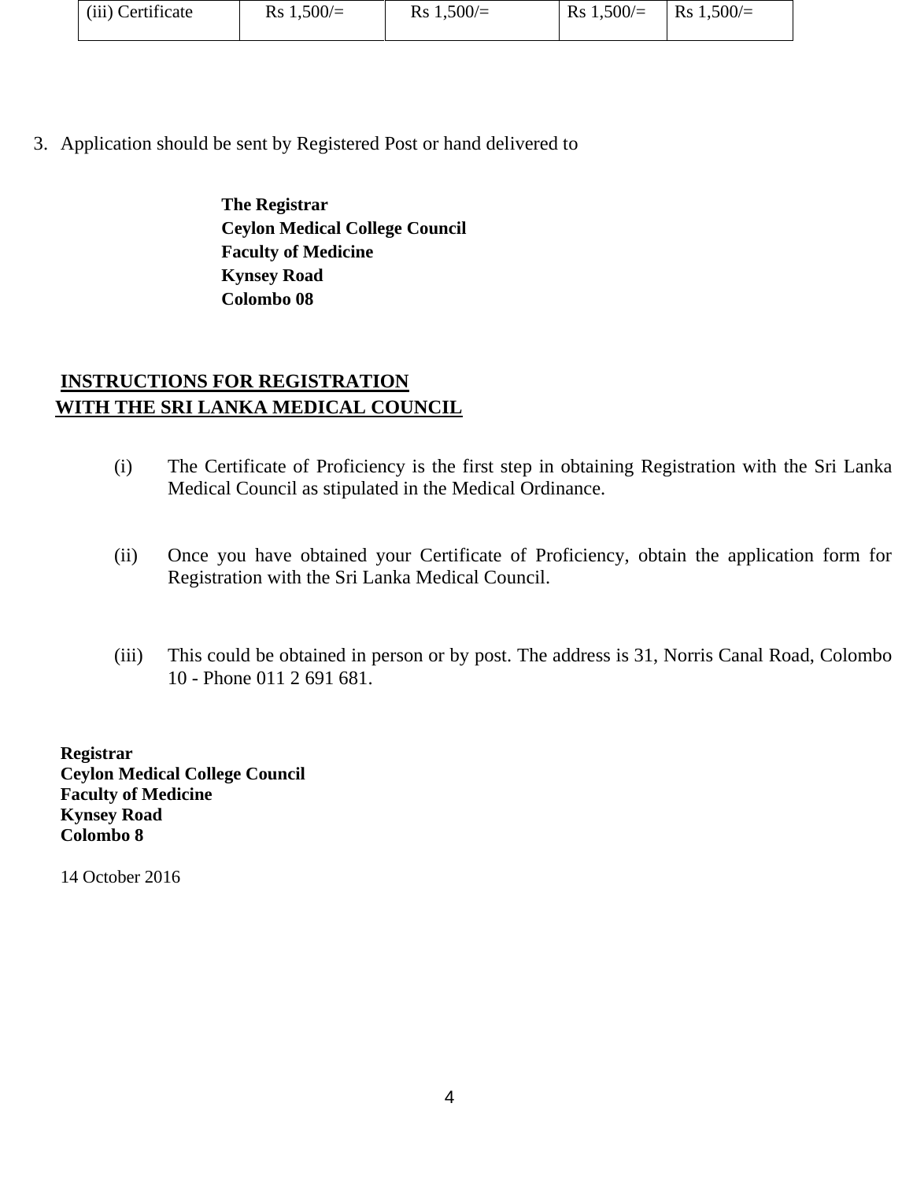| | | | | |
|---|---|---|---|---|
| (iii) Certificate | Rs 1,500/= | Rs 1,500/= | Rs 1,500/= | Rs 1,500/= |

3. Application should be sent by Registered Post or hand delivered to

**The Registrar**
**Ceylon Medical College Council**
**Faculty of Medicine**
**Kynsey Road**
**Colombo 08**

## INSTRUCTIONS FOR REGISTRATION WITH THE SRI LANKA MEDICAL COUNCIL

(i) The Certificate of Proficiency is the first step in obtaining Registration with the Sri Lanka Medical Council as stipulated in the Medical Ordinance.

(ii) Once you have obtained your Certificate of Proficiency, obtain the application form for Registration with the Sri Lanka Medical Council.

(iii) This could be obtained in person or by post. The address is 31, Norris Canal Road, Colombo 10 - Phone 011 2 691 681.

**Registrar**
**Ceylon Medical College Council**
**Faculty of Medicine**
**Kynsey Road**
**Colombo 8**

14 October 2016